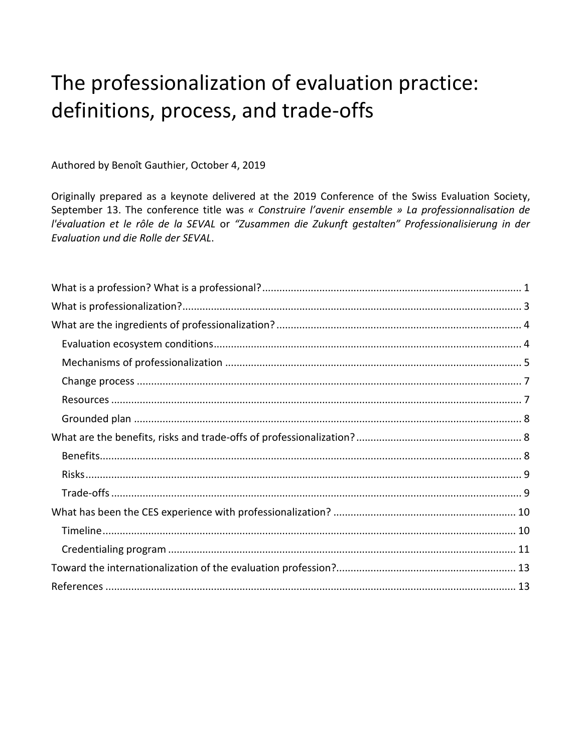# The professionalization of evaluation practice: definitions, process, and trade-offs

Authored by Benoît Gauthier, October 4, 2019

Originally prepared as a keynote delivered at the 2019 Conference of the Swiss Evaluation Society, September 13. The conference title was *« Construire l'avenir ensemble » La professionnalisation de l'évaluation et le rôle de la SEVAL* or *"Zusammen die Zukunft gestalten" Professionalisierung in der Evaluation und die Rolle der SEVAL*.

- What is a profession? What is a professional? .......... 1
- What is professionalization? .......... 3
- What are the ingredients of professionalization? .......... 4
  - Evaluation ecosystem conditions .......... 4
  - Mechanisms of professionalization .......... 5
  - Change process .......... 7
  - Resources .......... 7
  - Grounded plan .......... 8
- What are the benefits, risks and trade-offs of professionalization? .......... 8
  - Benefits .......... 8
  - Risks .......... 9
  - Trade-offs .......... 9
- What has been the CES experience with professionalization? .......... 10
  - Timeline .......... 10
  - Credentialing program .......... 11
- Toward the internationalization of the evaluation profession? .......... 13
- References .......... 13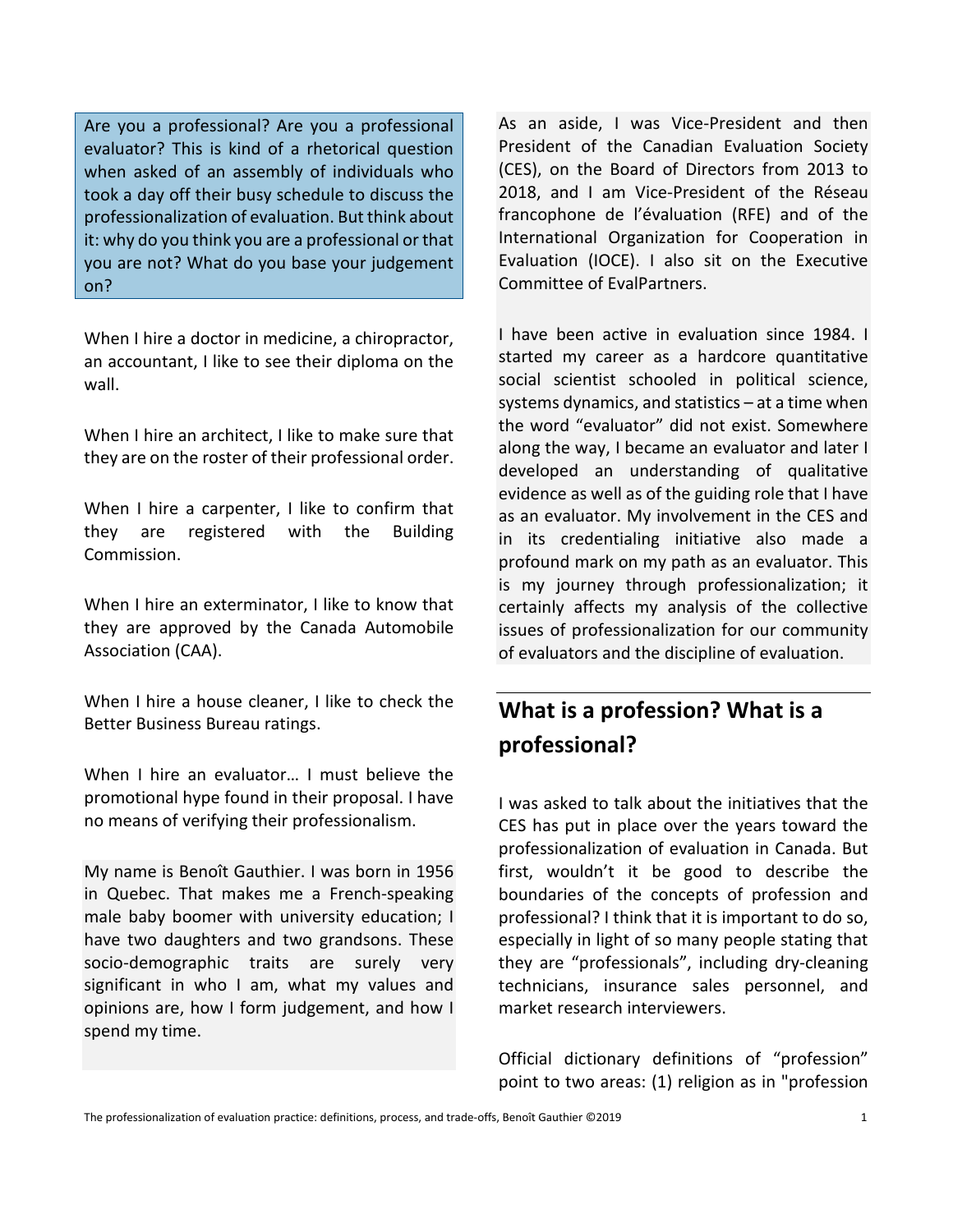Are you a professional? Are you a professional evaluator? This is kind of a rhetorical question when asked of an assembly of individuals who took a day off their busy schedule to discuss the professionalization of evaluation. But think about it: why do you think you are a professional or that you are not? What do you base your judgement on?

When I hire a doctor in medicine, a chiropractor, an accountant, I like to see their diploma on the wall.

When I hire an architect, I like to make sure that they are on the roster of their professional order.

When I hire a carpenter, I like to confirm that they are registered with the Building Commission.

When I hire an exterminator, I like to know that they are approved by the Canada Automobile Association (CAA).

When I hire a house cleaner, I like to check the Better Business Bureau ratings.

When I hire an evaluator… I must believe the promotional hype found in their proposal. I have no means of verifying their professionalism.

My name is Benoît Gauthier. I was born in 1956 in Quebec. That makes me a French-speaking male baby boomer with university education; I have two daughters and two grandsons. These socio-demographic traits are surely very significant in who I am, what my values and opinions are, how I form judgement, and how I spend my time.

As an aside, I was Vice-President and then President of the Canadian Evaluation Society (CES), on the Board of Directors from 2013 to 2018, and I am Vice-President of the Réseau francophone de l'évaluation (RFE) and of the International Organization for Cooperation in Evaluation (IOCE). I also sit on the Executive Committee of EvalPartners.

I have been active in evaluation since 1984. I started my career as a hardcore quantitative social scientist schooled in political science, systems dynamics, and statistics – at a time when the word "evaluator" did not exist. Somewhere along the way, I became an evaluator and later I developed an understanding of qualitative evidence as well as of the guiding role that I have as an evaluator. My involvement in the CES and in its credentialing initiative also made a profound mark on my path as an evaluator. This is my journey through professionalization; it certainly affects my analysis of the collective issues of professionalization for our community of evaluators and the discipline of evaluation.

## What is a profession? What is a professional?

I was asked to talk about the initiatives that the CES has put in place over the years toward the professionalization of evaluation in Canada. But first, wouldn't it be good to describe the boundaries of the concepts of profession and professional? I think that it is important to do so, especially in light of so many people stating that they are "professionals", including dry-cleaning technicians, insurance sales personnel, and market research interviewers.

Official dictionary definitions of "profession" point to two areas: (1) religion as in "profession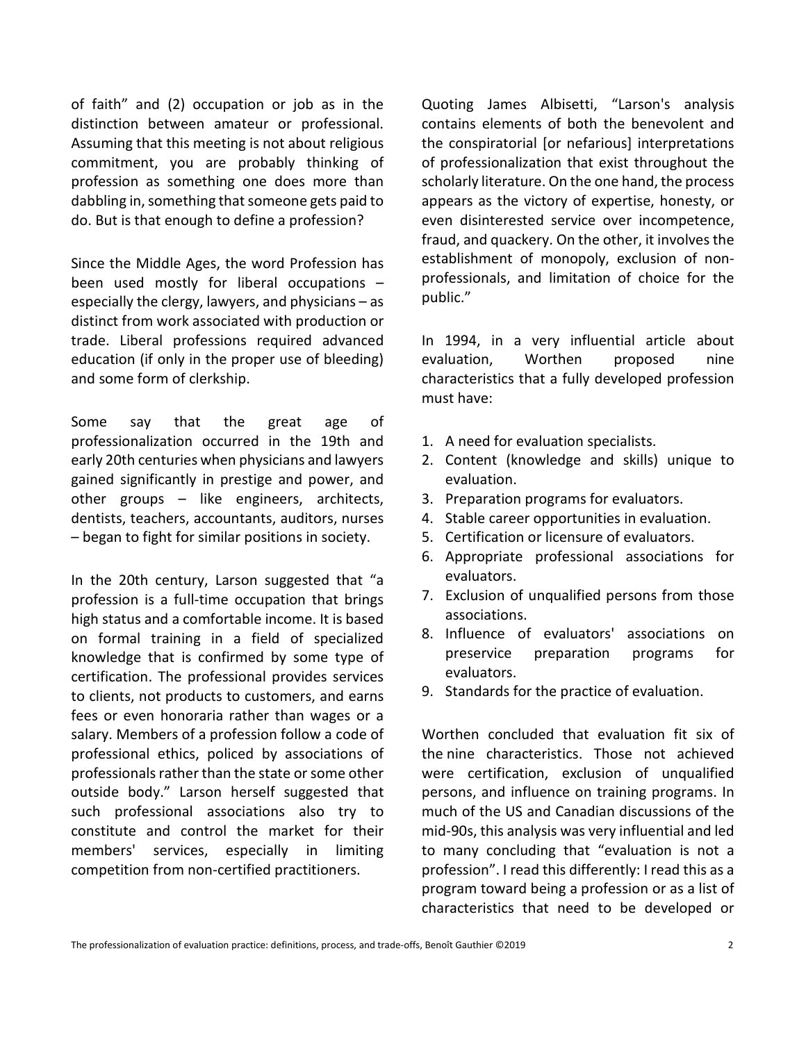of faith" and (2) occupation or job as in the distinction between amateur or professional. Assuming that this meeting is not about religious commitment, you are probably thinking of profession as something one does more than dabbling in, something that someone gets paid to do. But is that enough to define a profession?

Since the Middle Ages, the word Profession has been used mostly for liberal occupations – especially the clergy, lawyers, and physicians – as distinct from work associated with production or trade. Liberal professions required advanced education (if only in the proper use of bleeding) and some form of clerkship.

Some say that the great age of professionalization occurred in the 19th and early 20th centuries when physicians and lawyers gained significantly in prestige and power, and other groups – like engineers, architects, dentists, teachers, accountants, auditors, nurses – began to fight for similar positions in society.

In the 20th century, Larson suggested that "a profession is a full-time occupation that brings high status and a comfortable income. It is based on formal training in a field of specialized knowledge that is confirmed by some type of certification. The professional provides services to clients, not products to customers, and earns fees or even honoraria rather than wages or a salary. Members of a profession follow a code of professional ethics, policed by associations of professionals rather than the state or some other outside body." Larson herself suggested that such professional associations also try to constitute and control the market for their members' services, especially in limiting competition from non-certified practitioners.

Quoting James Albisetti, "Larson's analysis contains elements of both the benevolent and the conspiratorial [or nefarious] interpretations of professionalization that exist throughout the scholarly literature. On the one hand, the process appears as the victory of expertise, honesty, or even disinterested service over incompetence, fraud, and quackery. On the other, it involves the establishment of monopoly, exclusion of non-professionals, and limitation of choice for the public."

In 1994, in a very influential article about evaluation, Worthen proposed nine characteristics that a fully developed profession must have:

1. A need for evaluation specialists.
2. Content (knowledge and skills) unique to evaluation.
3. Preparation programs for evaluators.
4. Stable career opportunities in evaluation.
5. Certification or licensure of evaluators.
6. Appropriate professional associations for evaluators.
7. Exclusion of unqualified persons from those associations.
8. Influence of evaluators' associations on preservice preparation programs for evaluators.
9. Standards for the practice of evaluation.

Worthen concluded that evaluation fit six of the nine characteristics. Those not achieved were certification, exclusion of unqualified persons, and influence on training programs. In much of the US and Canadian discussions of the mid-90s, this analysis was very influential and led to many concluding that "evaluation is not a profession". I read this differently: I read this as a program toward being a profession or as a list of characteristics that need to be developed or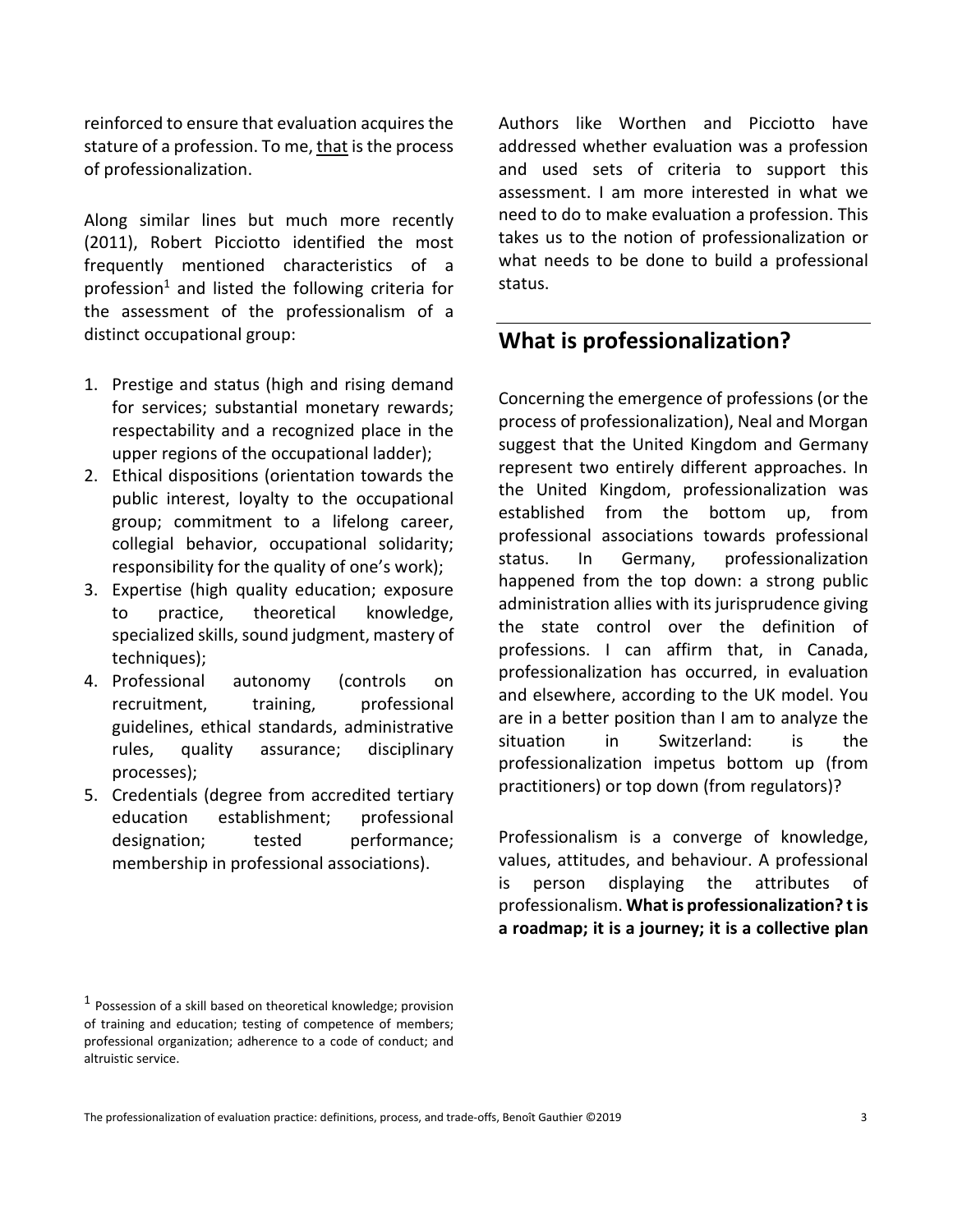reinforced to ensure that evaluation acquires the stature of a profession. To me, that is the process of professionalization.

Along similar lines but much more recently (2011), Robert Picciotto identified the most frequently mentioned characteristics of a profession[1] and listed the following criteria for the assessment of the professionalism of a distinct occupational group:

1. Prestige and status (high and rising demand for services; substantial monetary rewards; respectability and a recognized place in the upper regions of the occupational ladder);
2. Ethical dispositions (orientation towards the public interest, loyalty to the occupational group; commitment to a lifelong career, collegial behavior, occupational solidarity; responsibility for the quality of one's work);
3. Expertise (high quality education; exposure to practice, theoretical knowledge, specialized skills, sound judgment, mastery of techniques);
4. Professional autonomy (controls on recruitment, training, professional guidelines, ethical standards, administrative rules, quality assurance; disciplinary processes);
5. Credentials (degree from accredited tertiary education establishment; professional designation; tested performance; membership in professional associations).

Authors like Worthen and Picciotto have addressed whether evaluation was a profession and used sets of criteria to support this assessment. I am more interested in what we need to do to make evaluation a profession. This takes us to the notion of professionalization or what needs to be done to build a professional status.

## What is professionalization?

Concerning the emergence of professions (or the process of professionalization), Neal and Morgan suggest that the United Kingdom and Germany represent two entirely different approaches. In the United Kingdom, professionalization was established from the bottom up, from professional associations towards professional status. In Germany, professionalization happened from the top down: a strong public administration allies with its jurisprudence giving the state control over the definition of professions. I can affirm that, in Canada, professionalization has occurred, in evaluation and elsewhere, according to the UK model. You are in a better position than I am to analyze the situation in Switzerland: is the professionalization impetus bottom up (from practitioners) or top down (from regulators)?

Professionalism is a converge of knowledge, values, attitudes, and behaviour. A professional is person displaying the attributes of professionalism. **What is professionalization? t is a roadmap; it is a journey; it is a collective plan**

[1] Possession of a skill based on theoretical knowledge; provision of training and education; testing of competence of members; professional organization; adherence to a code of conduct; and altruistic service.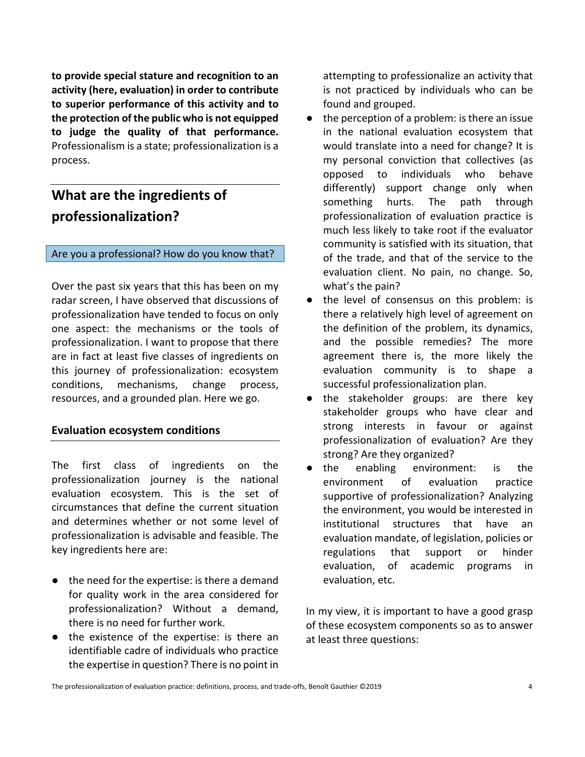**to provide special stature and recognition to an activity (here, evaluation) in order to contribute to superior performance of this activity and to the protection of the public who is not equipped to judge the quality of that performance.** Professionalism is a state; professionalization is a process.

## What are the ingredients of professionalization?

Are you a professional? How do you know that?

Over the past six years that this has been on my radar screen, I have observed that discussions of professionalization have tended to focus on only one aspect: the mechanisms or the tools of professionalization. I want to propose that there are in fact at least five classes of ingredients on this journey of professionalization: ecosystem conditions, mechanisms, change process, resources, and a grounded plan. Here we go.

### Evaluation ecosystem conditions

The first class of ingredients on the professionalization journey is the national evaluation ecosystem. This is the set of circumstances that define the current situation and determines whether or not some level of professionalization is advisable and feasible. The key ingredients here are:

- the need for the expertise: is there a demand for quality work in the area considered for professionalization? Without a demand, there is no need for further work.
- the existence of the expertise: is there an identifiable cadre of individuals who practice the expertise in question? There is no point in attempting to professionalize an activity that is not practiced by individuals who can be found and grouped.
- the perception of a problem: is there an issue in the national evaluation ecosystem that would translate into a need for change? It is my personal conviction that collectives (as opposed to individuals who behave differently) support change only when something hurts. The path through professionalization of evaluation practice is much less likely to take root if the evaluator community is satisfied with its situation, that of the trade, and that of the service to the evaluation client. No pain, no change. So, what's the pain?
- the level of consensus on this problem: is there a relatively high level of agreement on the definition of the problem, its dynamics, and the possible remedies? The more agreement there is, the more likely the evaluation community is to shape a successful professionalization plan.
- the stakeholder groups: are there key stakeholder groups who have clear and strong interests in favour or against professionalization of evaluation? Are they strong? Are they organized?
- the enabling environment: is the environment of evaluation practice supportive of professionalization? Analyzing the environment, you would be interested in institutional structures that have an evaluation mandate, of legislation, policies or regulations that support or hinder evaluation, of academic programs in evaluation, etc.

In my view, it is important to have a good grasp of these ecosystem components so as to answer at least three questions: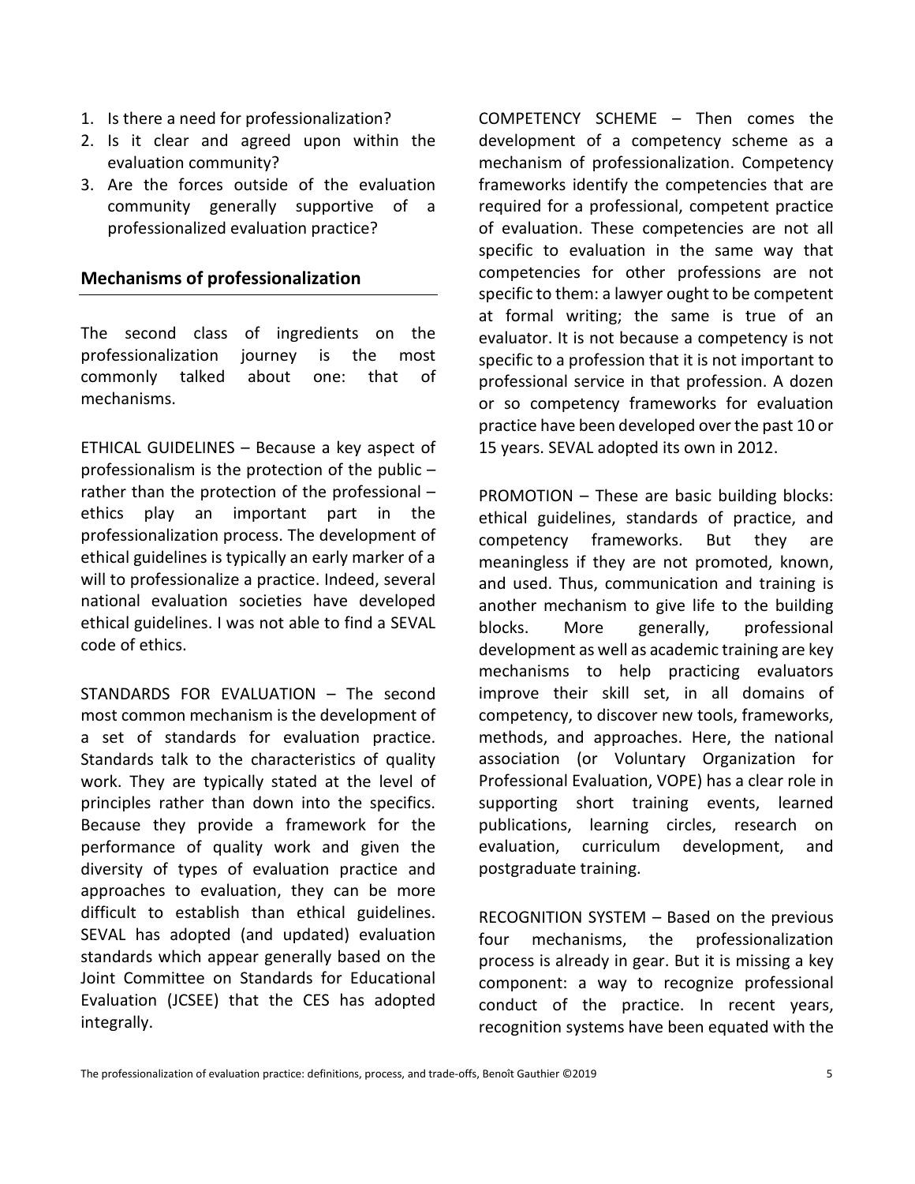1. Is there a need for professionalization?
2. Is it clear and agreed upon within the evaluation community?
3. Are the forces outside of the evaluation community generally supportive of a professionalized evaluation practice?

## Mechanisms of professionalization

The second class of ingredients on the professionalization journey is the most commonly talked about one: that of mechanisms.

ETHICAL GUIDELINES – Because a key aspect of professionalism is the protection of the public – rather than the protection of the professional – ethics play an important part in the professionalization process. The development of ethical guidelines is typically an early marker of a will to professionalize a practice. Indeed, several national evaluation societies have developed ethical guidelines. I was not able to find a SEVAL code of ethics.

STANDARDS FOR EVALUATION – The second most common mechanism is the development of a set of standards for evaluation practice. Standards talk to the characteristics of quality work. They are typically stated at the level of principles rather than down into the specifics. Because they provide a framework for the performance of quality work and given the diversity of types of evaluation practice and approaches to evaluation, they can be more difficult to establish than ethical guidelines. SEVAL has adopted (and updated) evaluation standards which appear generally based on the Joint Committee on Standards for Educational Evaluation (JCSEE) that the CES has adopted integrally.

COMPETENCY SCHEME – Then comes the development of a competency scheme as a mechanism of professionalization. Competency frameworks identify the competencies that are required for a professional, competent practice of evaluation. These competencies are not all specific to evaluation in the same way that competencies for other professions are not specific to them: a lawyer ought to be competent at formal writing; the same is true of an evaluator. It is not because a competency is not specific to a profession that it is not important to professional service in that profession. A dozen or so competency frameworks for evaluation practice have been developed over the past 10 or 15 years. SEVAL adopted its own in 2012.

PROMOTION – These are basic building blocks: ethical guidelines, standards of practice, and competency frameworks. But they are meaningless if they are not promoted, known, and used. Thus, communication and training is another mechanism to give life to the building blocks. More generally, professional development as well as academic training are key mechanisms to help practicing evaluators improve their skill set, in all domains of competency, to discover new tools, frameworks, methods, and approaches. Here, the national association (or Voluntary Organization for Professional Evaluation, VOPE) has a clear role in supporting short training events, learned publications, learning circles, research on evaluation, curriculum development, and postgraduate training.

RECOGNITION SYSTEM – Based on the previous four mechanisms, the professionalization process is already in gear. But it is missing a key component: a way to recognize professional conduct of the practice. In recent years, recognition systems have been equated with the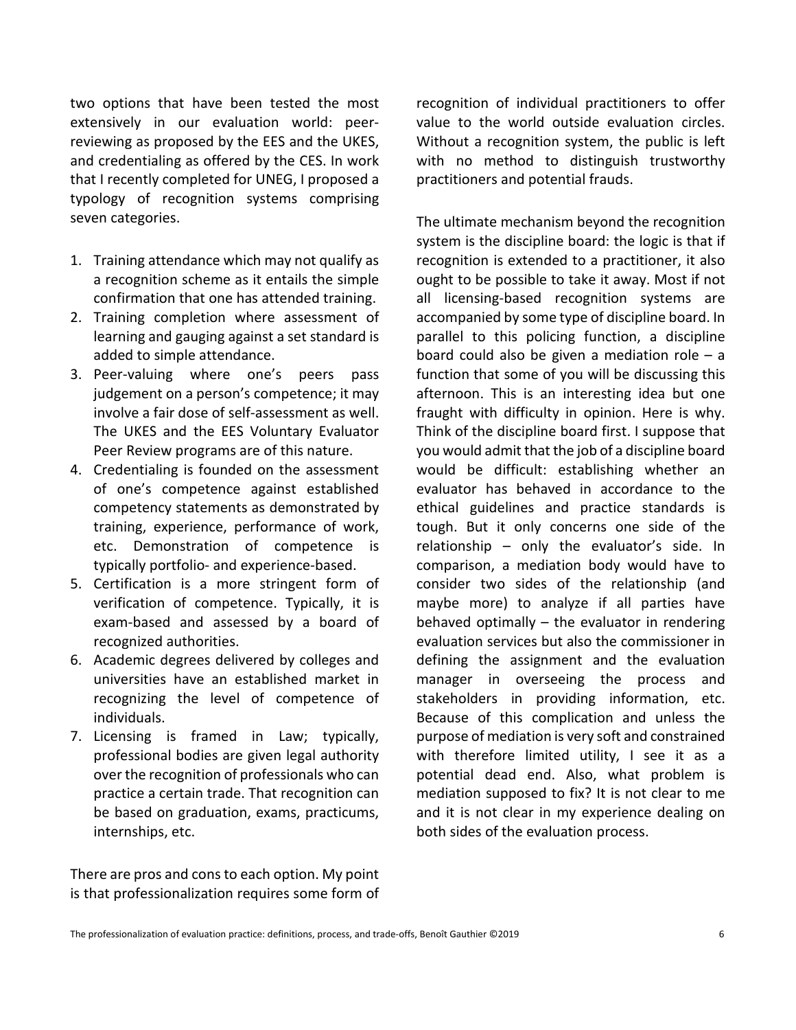two options that have been tested the most extensively in our evaluation world: peer-reviewing as proposed by the EES and the UKES, and credentialing as offered by the CES. In work that I recently completed for UNEG, I proposed a typology of recognition systems comprising seven categories.

1. Training attendance which may not qualify as a recognition scheme as it entails the simple confirmation that one has attended training.
2. Training completion where assessment of learning and gauging against a set standard is added to simple attendance.
3. Peer-valuing where one's peers pass judgement on a person's competence; it may involve a fair dose of self-assessment as well. The UKES and the EES Voluntary Evaluator Peer Review programs are of this nature.
4. Credentialing is founded on the assessment of one's competence against established competency statements as demonstrated by training, experience, performance of work, etc. Demonstration of competence is typically portfolio- and experience-based.
5. Certification is a more stringent form of verification of competence. Typically, it is exam-based and assessed by a board of recognized authorities.
6. Academic degrees delivered by colleges and universities have an established market in recognizing the level of competence of individuals.
7. Licensing is framed in Law; typically, professional bodies are given legal authority over the recognition of professionals who can practice a certain trade. That recognition can be based on graduation, exams, practicums, internships, etc.

There are pros and cons to each option. My point is that professionalization requires some form of recognition of individual practitioners to offer value to the world outside evaluation circles. Without a recognition system, the public is left with no method to distinguish trustworthy practitioners and potential frauds.

The ultimate mechanism beyond the recognition system is the discipline board: the logic is that if recognition is extended to a practitioner, it also ought to be possible to take it away. Most if not all licensing-based recognition systems are accompanied by some type of discipline board. In parallel to this policing function, a discipline board could also be given a mediation role – a function that some of you will be discussing this afternoon. This is an interesting idea but one fraught with difficulty in opinion. Here is why. Think of the discipline board first. I suppose that you would admit that the job of a discipline board would be difficult: establishing whether an evaluator has behaved in accordance to the ethical guidelines and practice standards is tough. But it only concerns one side of the relationship – only the evaluator's side. In comparison, a mediation body would have to consider two sides of the relationship (and maybe more) to analyze if all parties have behaved optimally – the evaluator in rendering evaluation services but also the commissioner in defining the assignment and the evaluation manager in overseeing the process and stakeholders in providing information, etc. Because of this complication and unless the purpose of mediation is very soft and constrained with therefore limited utility, I see it as a potential dead end. Also, what problem is mediation supposed to fix? It is not clear to me and it is not clear in my experience dealing on both sides of the evaluation process.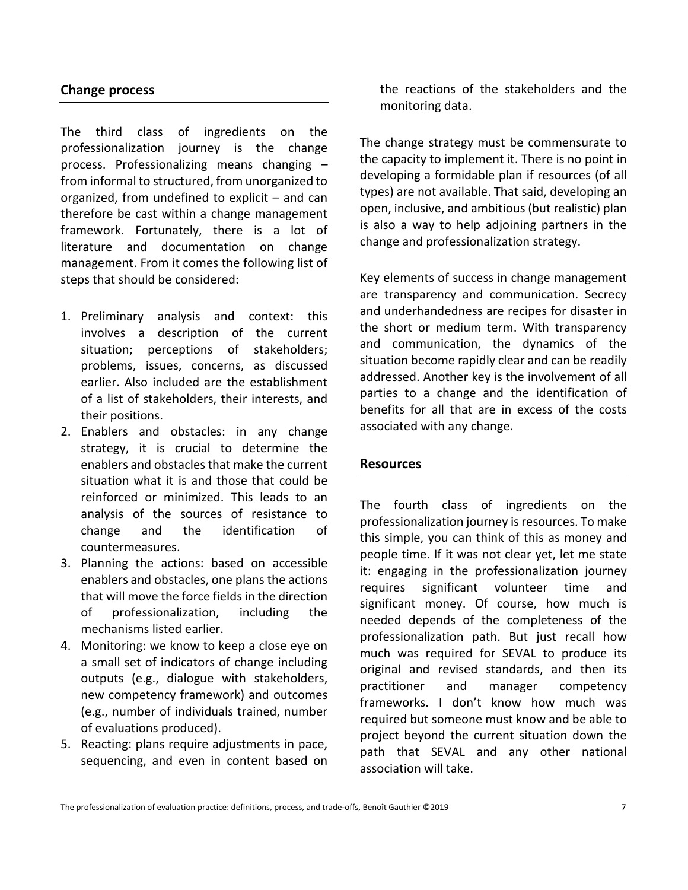## Change process

The third class of ingredients on the professionalization journey is the change process. Professionalizing means changing – from informal to structured, from unorganized to organized, from undefined to explicit – and can therefore be cast within a change management framework. Fortunately, there is a lot of literature and documentation on change management. From it comes the following list of steps that should be considered:

1. Preliminary analysis and context: this involves a description of the current situation; perceptions of stakeholders; problems, issues, concerns, as discussed earlier. Also included are the establishment of a list of stakeholders, their interests, and their positions.
2. Enablers and obstacles: in any change strategy, it is crucial to determine the enablers and obstacles that make the current situation what it is and those that could be reinforced or minimized. This leads to an analysis of the sources of resistance to change and the identification of countermeasures.
3. Planning the actions: based on accessible enablers and obstacles, one plans the actions that will move the force fields in the direction of professionalization, including the mechanisms listed earlier.
4. Monitoring: we know to keep a close eye on a small set of indicators of change including outputs (e.g., dialogue with stakeholders, new competency framework) and outcomes (e.g., number of individuals trained, number of evaluations produced).
5. Reacting: plans require adjustments in pace, sequencing, and even in content based on the reactions of the stakeholders and the monitoring data.

The change strategy must be commensurate to the capacity to implement it. There is no point in developing a formidable plan if resources (of all types) are not available. That said, developing an open, inclusive, and ambitious (but realistic) plan is also a way to help adjoining partners in the change and professionalization strategy.

Key elements of success in change management are transparency and communication. Secrecy and underhandedness are recipes for disaster in the short or medium term. With transparency and communication, the dynamics of the situation become rapidly clear and can be readily addressed. Another key is the involvement of all parties to a change and the identification of benefits for all that are in excess of the costs associated with any change.

## Resources

The fourth class of ingredients on the professionalization journey is resources. To make this simple, you can think of this as money and people time. If it was not clear yet, let me state it: engaging in the professionalization journey requires significant volunteer time and significant money. Of course, how much is needed depends of the completeness of the professionalization path. But just recall how much was required for SEVAL to produce its original and revised standards, and then its practitioner and manager competency frameworks. I don't know how much was required but someone must know and be able to project beyond the current situation down the path that SEVAL and any other national association will take.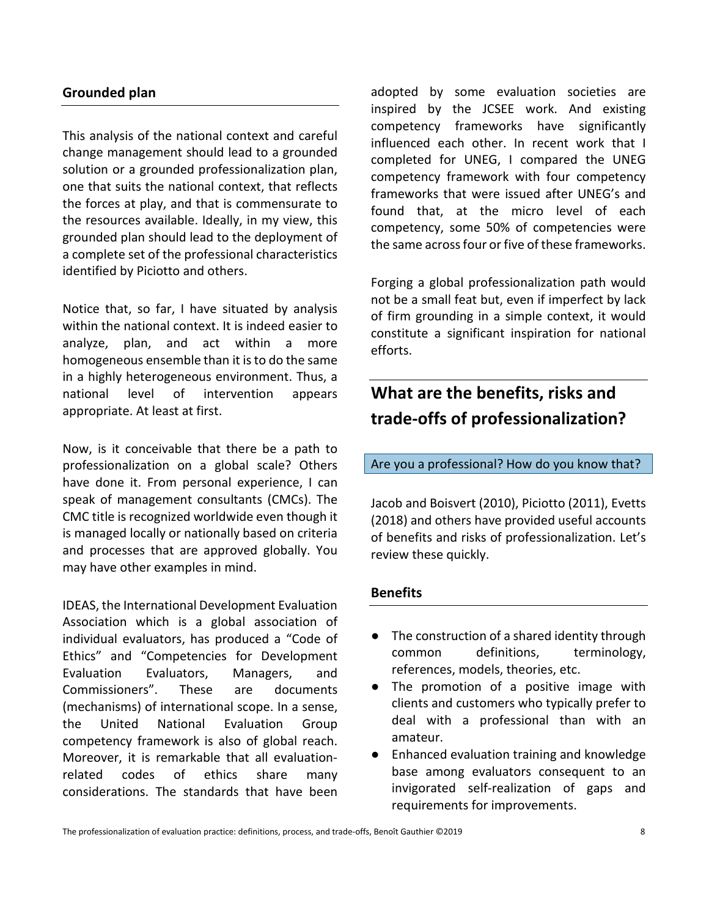### Grounded plan

This analysis of the national context and careful change management should lead to a grounded solution or a grounded professionalization plan, one that suits the national context, that reflects the forces at play, and that is commensurate to the resources available. Ideally, in my view, this grounded plan should lead to the deployment of a complete set of the professional characteristics identified by Piciotto and others.

Notice that, so far, I have situated by analysis within the national context. It is indeed easier to analyze, plan, and act within a more homogeneous ensemble than it is to do the same in a highly heterogeneous environment. Thus, a national level of intervention appears appropriate. At least at first.

Now, is it conceivable that there be a path to professionalization on a global scale? Others have done it. From personal experience, I can speak of management consultants (CMCs). The CMC title is recognized worldwide even though it is managed locally or nationally based on criteria and processes that are approved globally. You may have other examples in mind.

IDEAS, the International Development Evaluation Association which is a global association of individual evaluators, has produced a "Code of Ethics" and "Competencies for Development Evaluation Evaluators, Managers, and Commissioners". These are documents (mechanisms) of international scope. In a sense, the United National Evaluation Group competency framework is also of global reach. Moreover, it is remarkable that all evaluation-related codes of ethics share many considerations. The standards that have been adopted by some evaluation societies are inspired by the JCSEE work. And existing competency frameworks have significantly influenced each other. In recent work that I completed for UNEG, I compared the UNEG competency framework with four competency frameworks that were issued after UNEG's and found that, at the micro level of each competency, some 50% of competencies were the same across four or five of these frameworks.

Forging a global professionalization path would not be a small feat but, even if imperfect by lack of firm grounding in a simple context, it would constitute a significant inspiration for national efforts.

## What are the benefits, risks and trade-offs of professionalization?

Are you a professional? How do you know that?

Jacob and Boisvert (2010), Piciotto (2011), Evetts (2018) and others have provided useful accounts of benefits and risks of professionalization. Let's review these quickly.

### Benefits

- The construction of a shared identity through common definitions, terminology, references, models, theories, etc.
- The promotion of a positive image with clients and customers who typically prefer to deal with a professional than with an amateur.
- Enhanced evaluation training and knowledge base among evaluators consequent to an invigorated self-realization of gaps and requirements for improvements.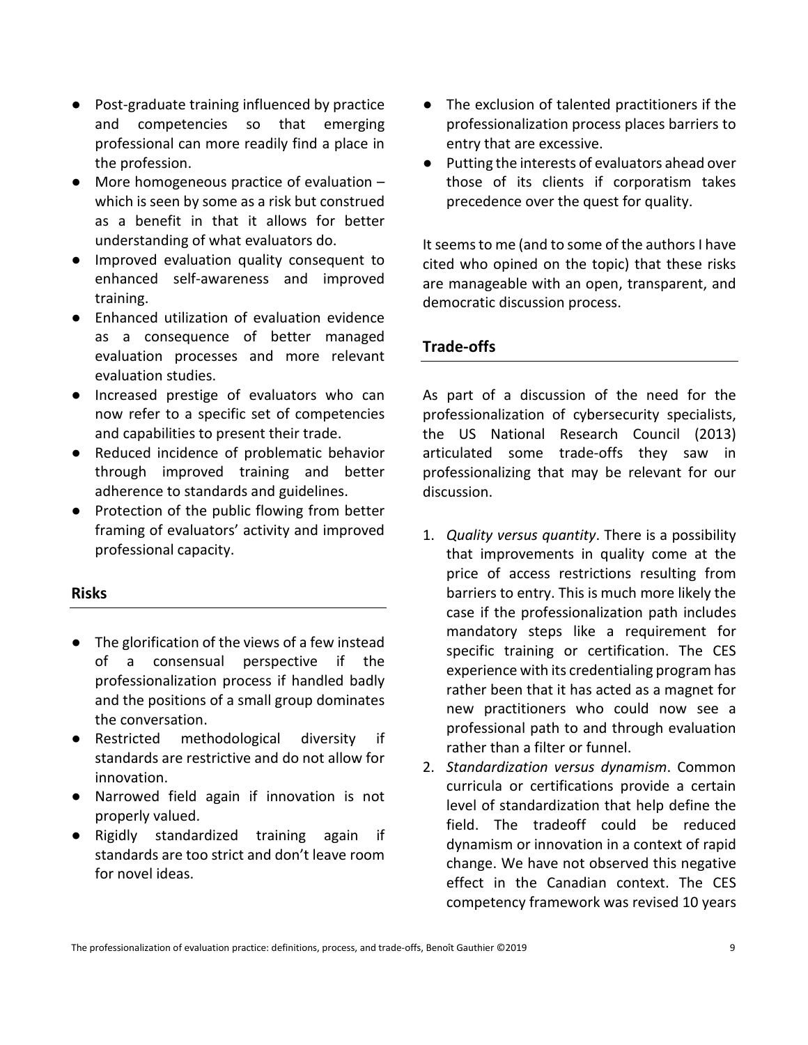- Post-graduate training influenced by practice and competencies so that emerging professional can more readily find a place in the profession.
- More homogeneous practice of evaluation – which is seen by some as a risk but construed as a benefit in that it allows for better understanding of what evaluators do.
- Improved evaluation quality consequent to enhanced self-awareness and improved training.
- Enhanced utilization of evaluation evidence as a consequence of better managed evaluation processes and more relevant evaluation studies.
- Increased prestige of evaluators who can now refer to a specific set of competencies and capabilities to present their trade.
- Reduced incidence of problematic behavior through improved training and better adherence to standards and guidelines.
- Protection of the public flowing from better framing of evaluators' activity and improved professional capacity.

## Risks

- The glorification of the views of a few instead of a consensual perspective if the professionalization process if handled badly and the positions of a small group dominates the conversation.
- Restricted methodological diversity if standards are restrictive and do not allow for innovation.
- Narrowed field again if innovation is not properly valued.
- Rigidly standardized training again if standards are too strict and don't leave room for novel ideas.
- The exclusion of talented practitioners if the professionalization process places barriers to entry that are excessive.
- Putting the interests of evaluators ahead over those of its clients if corporatism takes precedence over the quest for quality.

It seems to me (and to some of the authors I have cited who opined on the topic) that these risks are manageable with an open, transparent, and democratic discussion process.

## Trade-offs

As part of a discussion of the need for the professionalization of cybersecurity specialists, the US National Research Council (2013) articulated some trade-offs they saw in professionalizing that may be relevant for our discussion.

1. *Quality versus quantity*. There is a possibility that improvements in quality come at the price of access restrictions resulting from barriers to entry. This is much more likely the case if the professionalization path includes mandatory steps like a requirement for specific training or certification. The CES experience with its credentialing program has rather been that it has acted as a magnet for new practitioners who could now see a professional path to and through evaluation rather than a filter or funnel.
2. *Standardization versus dynamism*. Common curricula or certifications provide a certain level of standardization that help define the field. The tradeoff could be reduced dynamism or innovation in a context of rapid change. We have not observed this negative effect in the Canadian context. The CES competency framework was revised 10 years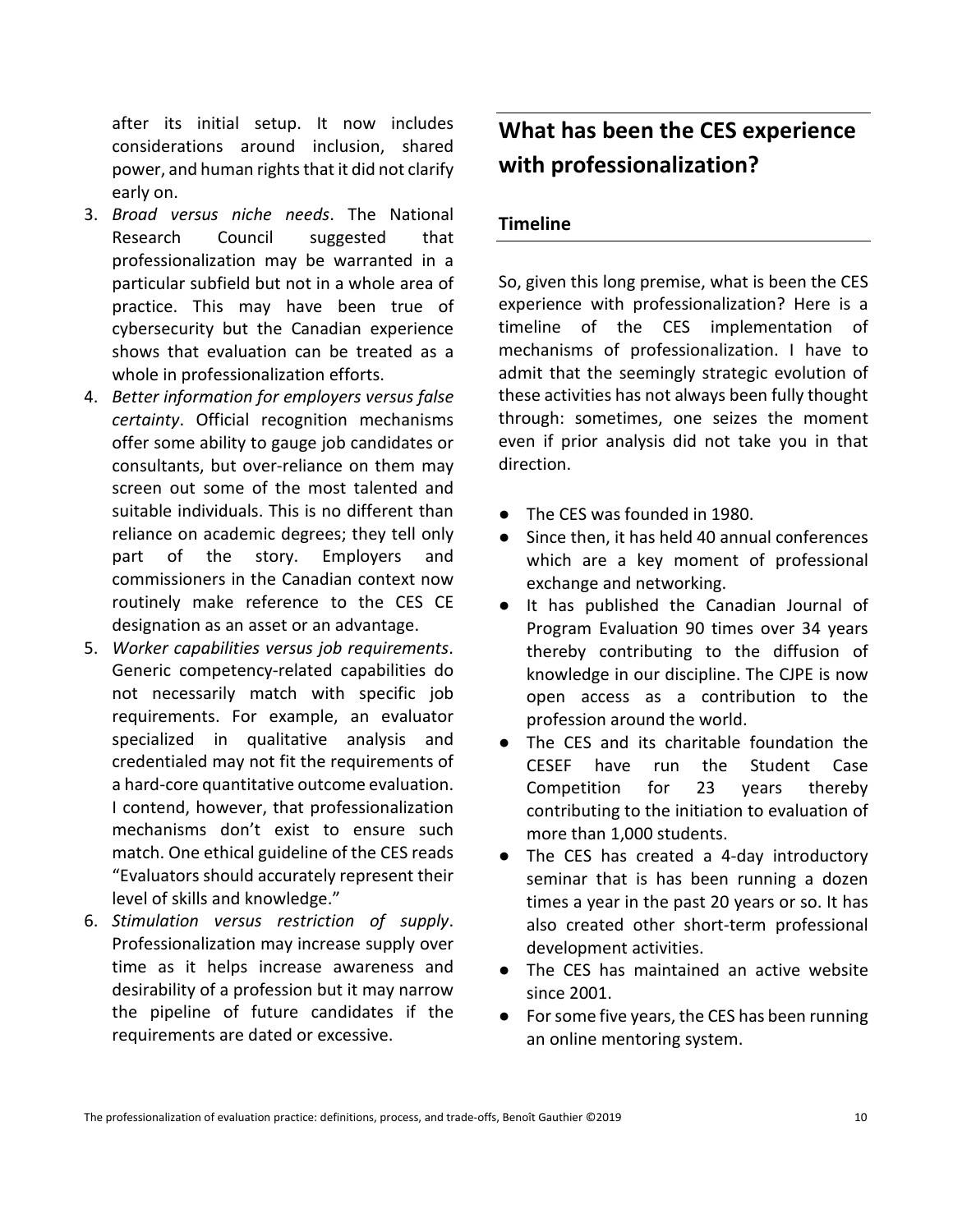after its initial setup. It now includes considerations around inclusion, shared power, and human rights that it did not clarify early on.

3. *Broad versus niche needs*. The National Research Council suggested that professionalization may be warranted in a particular subfield but not in a whole area of practice. This may have been true of cybersecurity but the Canadian experience shows that evaluation can be treated as a whole in professionalization efforts.
4. *Better information for employers versus false certainty*. Official recognition mechanisms offer some ability to gauge job candidates or consultants, but over-reliance on them may screen out some of the most talented and suitable individuals. This is no different than reliance on academic degrees; they tell only part of the story. Employers and commissioners in the Canadian context now routinely make reference to the CES CE designation as an asset or an advantage.
5. *Worker capabilities versus job requirements*. Generic competency-related capabilities do not necessarily match with specific job requirements. For example, an evaluator specialized in qualitative analysis and credentialed may not fit the requirements of a hard-core quantitative outcome evaluation. I contend, however, that professionalization mechanisms don't exist to ensure such match. One ethical guideline of the CES reads "Evaluators should accurately represent their level of skills and knowledge."
6. *Stimulation versus restriction of supply*. Professionalization may increase supply over time as it helps increase awareness and desirability of a profession but it may narrow the pipeline of future candidates if the requirements are dated or excessive.

## What has been the CES experience with professionalization?

### Timeline

So, given this long premise, what is been the CES experience with professionalization? Here is a timeline of the CES implementation of mechanisms of professionalization. I have to admit that the seemingly strategic evolution of these activities has not always been fully thought through: sometimes, one seizes the moment even if prior analysis did not take you in that direction.

- The CES was founded in 1980.
- Since then, it has held 40 annual conferences which are a key moment of professional exchange and networking.
- It has published the Canadian Journal of Program Evaluation 90 times over 34 years thereby contributing to the diffusion of knowledge in our discipline. The CJPE is now open access as a contribution to the profession around the world.
- The CES and its charitable foundation the CESEF have run the Student Case Competition for 23 years thereby contributing to the initiation to evaluation of more than 1,000 students.
- The CES has created a 4-day introductory seminar that is has been running a dozen times a year in the past 20 years or so. It has also created other short-term professional development activities.
- The CES has maintained an active website since 2001.
- For some five years, the CES has been running an online mentoring system.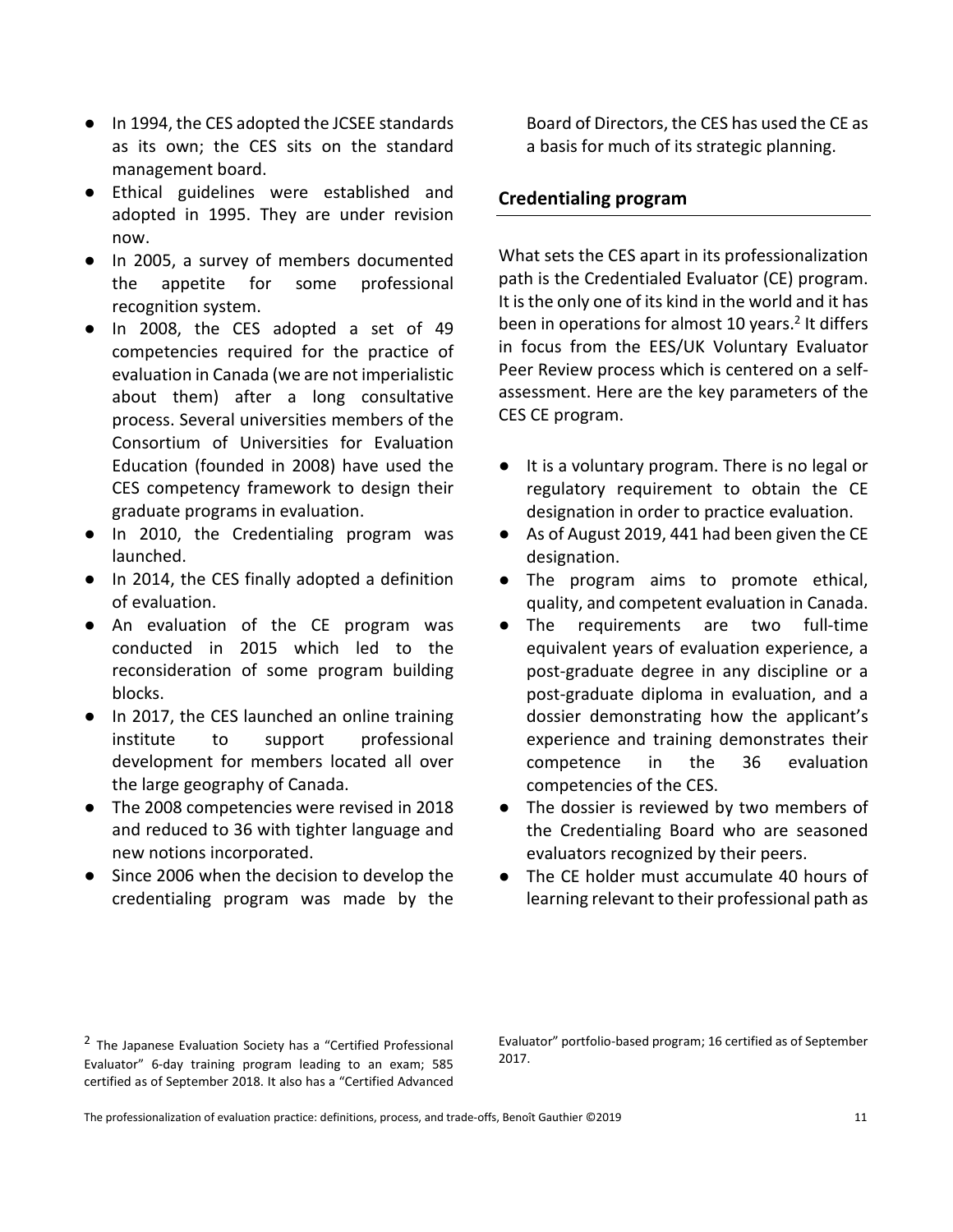- In 1994, the CES adopted the JCSEE standards as its own; the CES sits on the standard management board.
- Ethical guidelines were established and adopted in 1995. They are under revision now.
- In 2005, a survey of members documented the appetite for some professional recognition system.
- In 2008, the CES adopted a set of 49 competencies required for the practice of evaluation in Canada (we are not imperialistic about them) after a long consultative process. Several universities members of the Consortium of Universities for Evaluation Education (founded in 2008) have used the CES competency framework to design their graduate programs in evaluation.
- In 2010, the Credentialing program was launched.
- In 2014, the CES finally adopted a definition of evaluation.
- An evaluation of the CE program was conducted in 2015 which led to the reconsideration of some program building blocks.
- In 2017, the CES launched an online training institute to support professional development for members located all over the large geography of Canada.
- The 2008 competencies were revised in 2018 and reduced to 36 with tighter language and new notions incorporated.
- Since 2006 when the decision to develop the credentialing program was made by the Board of Directors, the CES has used the CE as a basis for much of its strategic planning.

## Credentialing program

What sets the CES apart in its professionalization path is the Credentialed Evaluator (CE) program. It is the only one of its kind in the world and it has been in operations for almost 10 years.[2] It differs in focus from the EES/UK Voluntary Evaluator Peer Review process which is centered on a self-assessment. Here are the key parameters of the CES CE program.

- It is a voluntary program. There is no legal or regulatory requirement to obtain the CE designation in order to practice evaluation.
- As of August 2019, 441 had been given the CE designation.
- The program aims to promote ethical, quality, and competent evaluation in Canada.
- The requirements are two full-time equivalent years of evaluation experience, a post-graduate degree in any discipline or a post-graduate diploma in evaluation, and a dossier demonstrating how the applicant's experience and training demonstrates their competence in the 36 evaluation competencies of the CES.
- The dossier is reviewed by two members of the Credentialing Board who are seasoned evaluators recognized by their peers.
- The CE holder must accumulate 40 hours of learning relevant to their professional path as

[2] The Japanese Evaluation Society has a "Certified Professional Evaluator" 6-day training program leading to an exam; 585 certified as of September 2018. It also has a "Certified Advanced Evaluator" portfolio-based program; 16 certified as of September 2017.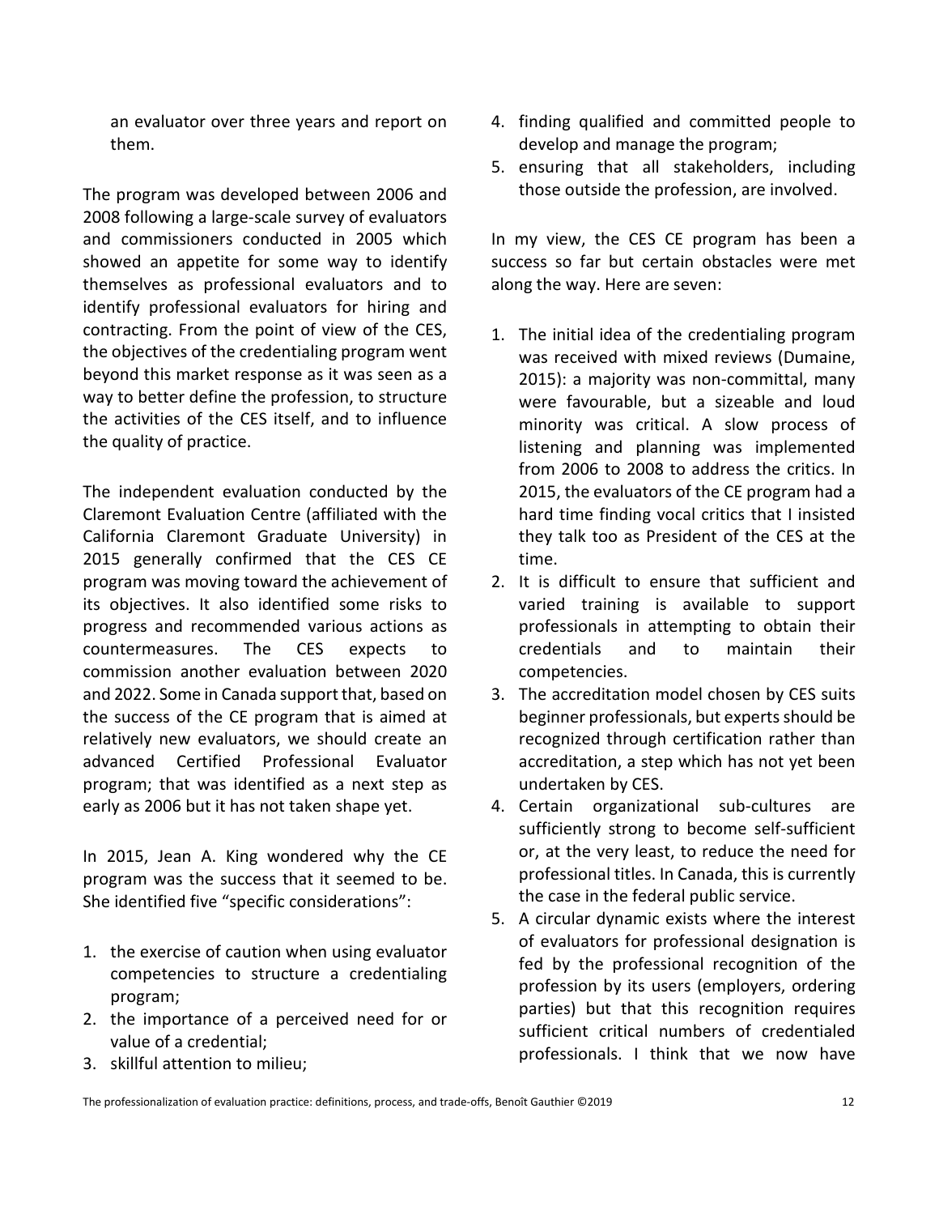an evaluator over three years and report on them.

The program was developed between 2006 and 2008 following a large-scale survey of evaluators and commissioners conducted in 2005 which showed an appetite for some way to identify themselves as professional evaluators and to identify professional evaluators for hiring and contracting. From the point of view of the CES, the objectives of the credentialing program went beyond this market response as it was seen as a way to better define the profession, to structure the activities of the CES itself, and to influence the quality of practice.

The independent evaluation conducted by the Claremont Evaluation Centre (affiliated with the California Claremont Graduate University) in 2015 generally confirmed that the CES CE program was moving toward the achievement of its objectives. It also identified some risks to progress and recommended various actions as countermeasures. The CES expects to commission another evaluation between 2020 and 2022. Some in Canada support that, based on the success of the CE program that is aimed at relatively new evaluators, we should create an advanced Certified Professional Evaluator program; that was identified as a next step as early as 2006 but it has not taken shape yet.

In 2015, Jean A. King wondered why the CE program was the success that it seemed to be. She identified five "specific considerations":

1. the exercise of caution when using evaluator competencies to structure a credentialing program;
2. the importance of a perceived need for or value of a credential;
3. skillful attention to milieu;
4. finding qualified and committed people to develop and manage the program;
5. ensuring that all stakeholders, including those outside the profession, are involved.

In my view, the CES CE program has been a success so far but certain obstacles were met along the way. Here are seven:

1. The initial idea of the credentialing program was received with mixed reviews (Dumaine, 2015): a majority was non-committal, many were favourable, but a sizeable and loud minority was critical. A slow process of listening and planning was implemented from 2006 to 2008 to address the critics. In 2015, the evaluators of the CE program had a hard time finding vocal critics that I insisted they talk too as President of the CES at the time.
2. It is difficult to ensure that sufficient and varied training is available to support professionals in attempting to obtain their credentials and to maintain their competencies.
3. The accreditation model chosen by CES suits beginner professionals, but experts should be recognized through certification rather than accreditation, a step which has not yet been undertaken by CES.
4. Certain organizational sub-cultures are sufficiently strong to become self-sufficient or, at the very least, to reduce the need for professional titles. In Canada, this is currently the case in the federal public service.
5. A circular dynamic exists where the interest of evaluators for professional designation is fed by the professional recognition of the profession by its users (employers, ordering parties) but that this recognition requires sufficient critical numbers of credentialed professionals. I think that we now have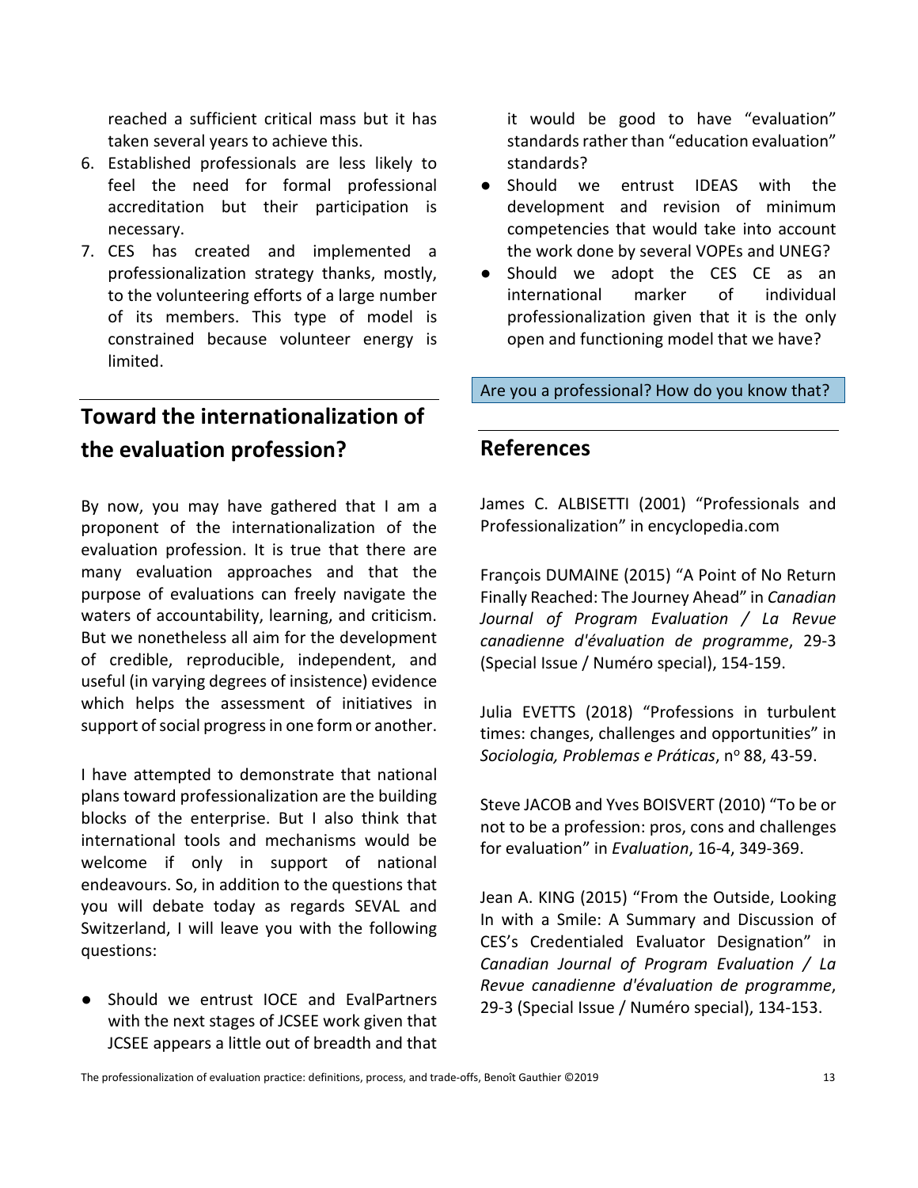reached a sufficient critical mass but it has taken several years to achieve this.

6. Established professionals are less likely to feel the need for formal professional accreditation but their participation is necessary.
7. CES has created and implemented a professionalization strategy thanks, mostly, to the volunteering efforts of a large number of its members. This type of model is constrained because volunteer energy is limited.

## Toward the internationalization of the evaluation profession?

By now, you may have gathered that I am a proponent of the internationalization of the evaluation profession. It is true that there are many evaluation approaches and that the purpose of evaluations can freely navigate the waters of accountability, learning, and criticism. But we nonetheless all aim for the development of credible, reproducible, independent, and useful (in varying degrees of insistence) evidence which helps the assessment of initiatives in support of social progress in one form or another.

I have attempted to demonstrate that national plans toward professionalization are the building blocks of the enterprise. But I also think that international tools and mechanisms would be welcome if only in support of national endeavours. So, in addition to the questions that you will debate today as regards SEVAL and Switzerland, I will leave you with the following questions:

- Should we entrust IOCE and EvalPartners with the next stages of JCSEE work given that JCSEE appears a little out of breadth and that it would be good to have "evaluation" standards rather than "education evaluation" standards?
- Should we entrust IDEAS with the development and revision of minimum competencies that would take into account the work done by several VOPEs and UNEG?
- Should we adopt the CES CE as an international marker of individual professionalization given that it is the only open and functioning model that we have?

Are you a professional? How do you know that?

## References

James C. ALBISETTI (2001) "Professionals and Professionalization" in encyclopedia.com

François DUMAINE (2015) "A Point of No Return Finally Reached: The Journey Ahead" in *Canadian Journal of Program Evaluation / La Revue canadienne d'évaluation de programme*, 29-3 (Special Issue / Numéro special), 154-159.

Julia EVETTS (2018) "Professions in turbulent times: changes, challenges and opportunities" in *Sociologia, Problemas e Práticas*, nº 88, 43-59.

Steve JACOB and Yves BOISVERT (2010) "To be or not to be a profession: pros, cons and challenges for evaluation" in *Evaluation*, 16-4, 349-369.

Jean A. KING (2015) "From the Outside, Looking In with a Smile: A Summary and Discussion of CES's Credentialed Evaluator Designation" in *Canadian Journal of Program Evaluation / La Revue canadienne d'évaluation de programme*, 29-3 (Special Issue / Numéro special), 134-153.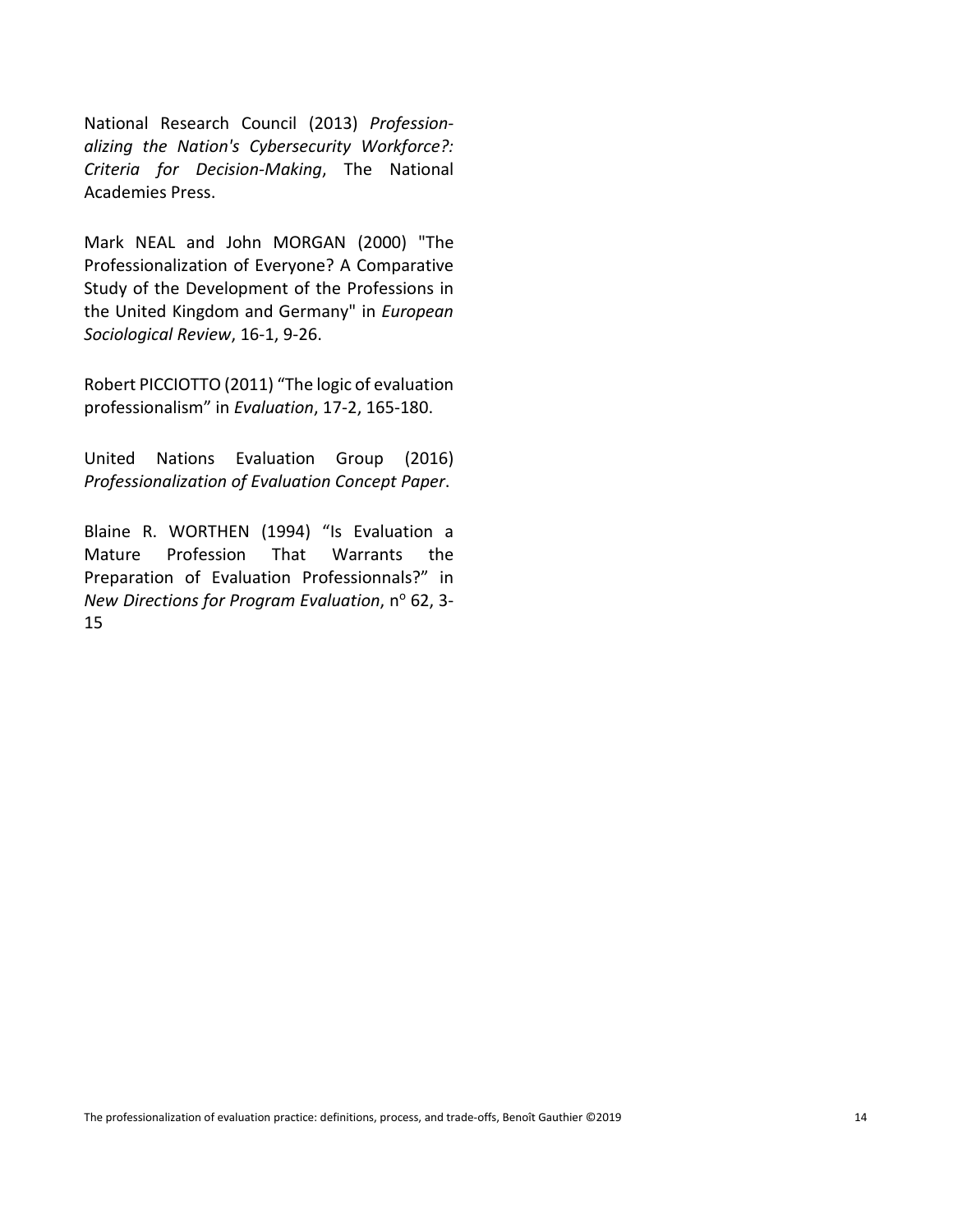National Research Council (2013) *Professionalizing the Nation's Cybersecurity Workforce?: Criteria for Decision-Making*, The National Academies Press.

Mark NEAL and John MORGAN (2000) "The Professionalization of Everyone? A Comparative Study of the Development of the Professions in the United Kingdom and Germany" in *European Sociological Review*, 16-1, 9-26.

Robert PICCIOTTO (2011) "The logic of evaluation professionalism" in *Evaluation*, 17-2, 165-180.

United Nations Evaluation Group (2016) *Professionalization of Evaluation Concept Paper*.

Blaine R. WORTHEN (1994) "Is Evaluation a Mature Profession That Warrants the Preparation of Evaluation Professionnals?" in *New Directions for Program Evaluation*, n° 62, 3-15